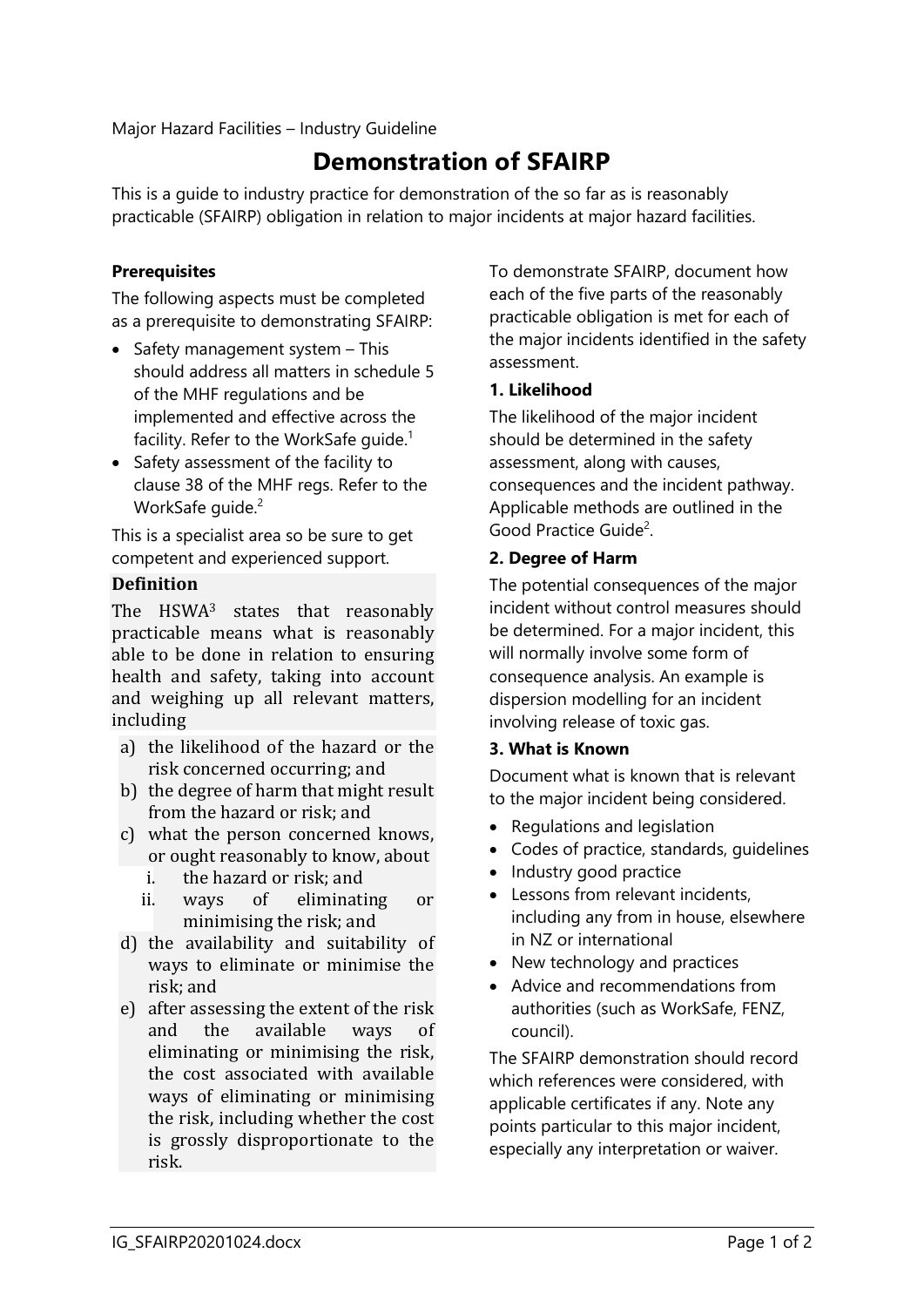Major Hazard Facilities – Industry Guideline

# Demonstration of SFAIRP

This is a guide to industry practice for demonstration of the so far as is reasonably practicable (SFAIRP) obligation in relation to major incidents at major hazard facilities.

### Prerequisites

The following aspects must be completed as a prerequisite to demonstrating SFAIRP:

- Safety management system – This should address all matters in schedule 5 of the MHF regulations and be implemented and effective across the facility. Refer to the WorkSafe guide.[1]
- Safety assessment of the facility to clause 38 of the MHF regs. Refer to the WorkSafe guide.[2]

This is a specialist area so be sure to get competent and experienced support.

### Definition

The HSWA[3] states that reasonably practicable means what is reasonably able to be done in relation to ensuring health and safety, taking into account and weighing up all relevant matters, including

a) the likelihood of the hazard or the risk concerned occurring; and
b) the degree of harm that might result from the hazard or risk; and
c) what the person concerned knows, or ought reasonably to know, about
   i. the hazard or risk; and
   ii. ways of eliminating or minimising the risk; and
d) the availability and suitability of ways to eliminate or minimise the risk; and
e) after assessing the extent of the risk and the available ways of eliminating or minimising the risk, the cost associated with available ways of eliminating or minimising the risk, including whether the cost is grossly disproportionate to the risk.

To demonstrate SFAIRP, document how each of the five parts of the reasonably practicable obligation is met for each of the major incidents identified in the safety assessment.

### 1. Likelihood

The likelihood of the major incident should be determined in the safety assessment, along with causes, consequences and the incident pathway. Applicable methods are outlined in the Good Practice Guide[2].

### 2. Degree of Harm

The potential consequences of the major incident without control measures should be determined. For a major incident, this will normally involve some form of consequence analysis. An example is dispersion modelling for an incident involving release of toxic gas.

### 3. What is Known

Document what is known that is relevant to the major incident being considered.

- Regulations and legislation
- Codes of practice, standards, guidelines
- Industry good practice
- Lessons from relevant incidents, including any from in house, elsewhere in NZ or international
- New technology and practices
- Advice and recommendations from authorities (such as WorkSafe, FENZ, council).

The SFAIRP demonstration should record which references were considered, with applicable certificates if any. Note any points particular to this major incident, especially any interpretation or waiver.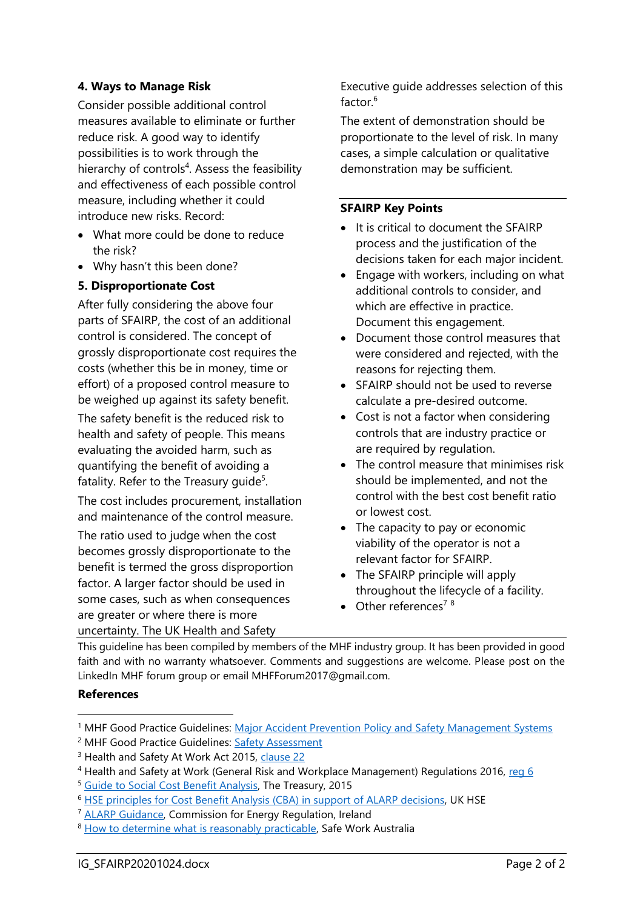### 4. Ways to Manage Risk

Consider possible additional control measures available to eliminate or further reduce risk. A good way to identify possibilities is to work through the hierarchy of controls[4]. Assess the feasibility and effectiveness of each possible control measure, including whether it could introduce new risks. Record:

- What more could be done to reduce the risk?
- Why hasn't this been done?

### 5. Disproportionate Cost

After fully considering the above four parts of SFAIRP, the cost of an additional control is considered. The concept of grossly disproportionate cost requires the costs (whether this be in money, time or effort) of a proposed control measure to be weighed up against its safety benefit.

The safety benefit is the reduced risk to health and safety of people. This means evaluating the avoided harm, such as quantifying the benefit of avoiding a fatality. Refer to the Treasury guide[5].

The cost includes procurement, installation and maintenance of the control measure.

The ratio used to judge when the cost becomes grossly disproportionate to the benefit is termed the gross disproportion factor. A larger factor should be used in some cases, such as when consequences are greater or where there is more uncertainty. The UK Health and Safety Executive guide addresses selection of this factor.[6]

The extent of demonstration should be proportionate to the level of risk. In many cases, a simple calculation or qualitative demonstration may be sufficient.

### SFAIRP Key Points

- It is critical to document the SFAIRP process and the justification of the decisions taken for each major incident.
- Engage with workers, including on what additional controls to consider, and which are effective in practice. Document this engagement.
- Document those control measures that were considered and rejected, with the reasons for rejecting them.
- SFAIRP should not be used to reverse calculate a pre-desired outcome.
- Cost is not a factor when considering controls that are industry practice or are required by regulation.
- The control measure that minimises risk should be implemented, and not the control with the best cost benefit ratio or lowest cost.
- The capacity to pay or economic viability of the operator is not a relevant factor for SFAIRP.
- The SFAIRP principle will apply throughout the lifecycle of a facility.
- Other references[7] [8]

This guideline has been compiled by members of the MHF industry group. It has been provided in good faith and with no warranty whatsoever. Comments and suggestions are welcome. Please post on the LinkedIn MHF forum group or email MHFForum2017@gmail.com.

### References

[1] MHF Good Practice Guidelines: Major Accident Prevention Policy and Safety Management Systems

[2] MHF Good Practice Guidelines: Safety Assessment

[3] Health and Safety At Work Act 2015, clause 22

[4] Health and Safety at Work (General Risk and Workplace Management) Regulations 2016, reg 6

[5] Guide to Social Cost Benefit Analysis, The Treasury, 2015

[6] HSE principles for Cost Benefit Analysis (CBA) in support of ALARP decisions, UK HSE

[7] ALARP Guidance, Commission for Energy Regulation, Ireland

[8] How to determine what is reasonably practicable, Safe Work Australia

IG_SFAIRP20201024.docx